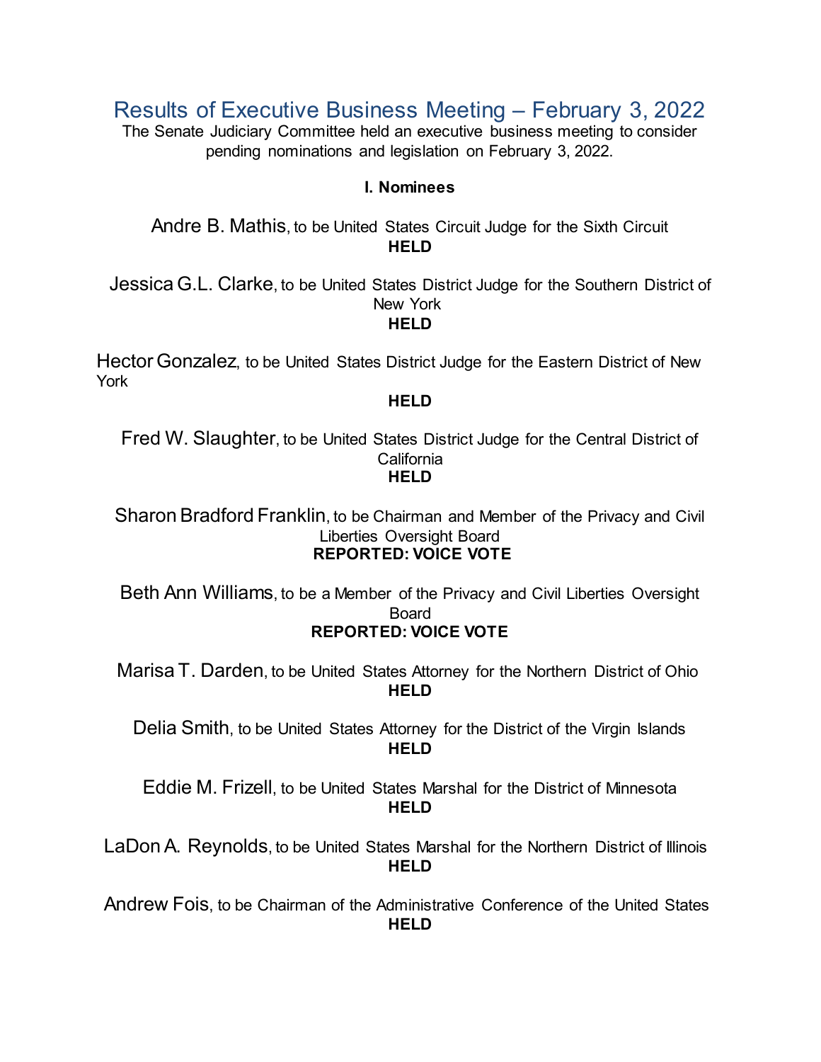# Results of Executive Business Meeting – February 3, 2022

The Senate Judiciary Committee held an executive business meeting to consider pending nominations and legislation on February 3, 2022.

**I. Nominees**

Andre B. Mathis, to be United States Circuit Judge for the Sixth Circuit
**HELD**

Jessica G.L. Clarke, to be United States District Judge for the Southern District of New York
**HELD**

Hector Gonzalez, to be United States District Judge for the Eastern District of New York
**HELD**

Fred W. Slaughter, to be United States District Judge for the Central District of California
**HELD**

Sharon Bradford Franklin, to be Chairman and Member of the Privacy and Civil Liberties Oversight Board
**REPORTED: VOICE VOTE**

Beth Ann Williams, to be a Member of the Privacy and Civil Liberties Oversight Board
**REPORTED: VOICE VOTE**

Marisa T. Darden, to be United States Attorney for the Northern District of Ohio
**HELD**

Delia Smith, to be United States Attorney for the District of the Virgin Islands
**HELD**

Eddie M. Frizell, to be United States Marshal for the District of Minnesota
**HELD**

LaDon A. Reynolds, to be United States Marshal for the Northern District of Illinois
**HELD**

Andrew Fois, to be Chairman of the Administrative Conference of the United States
**HELD**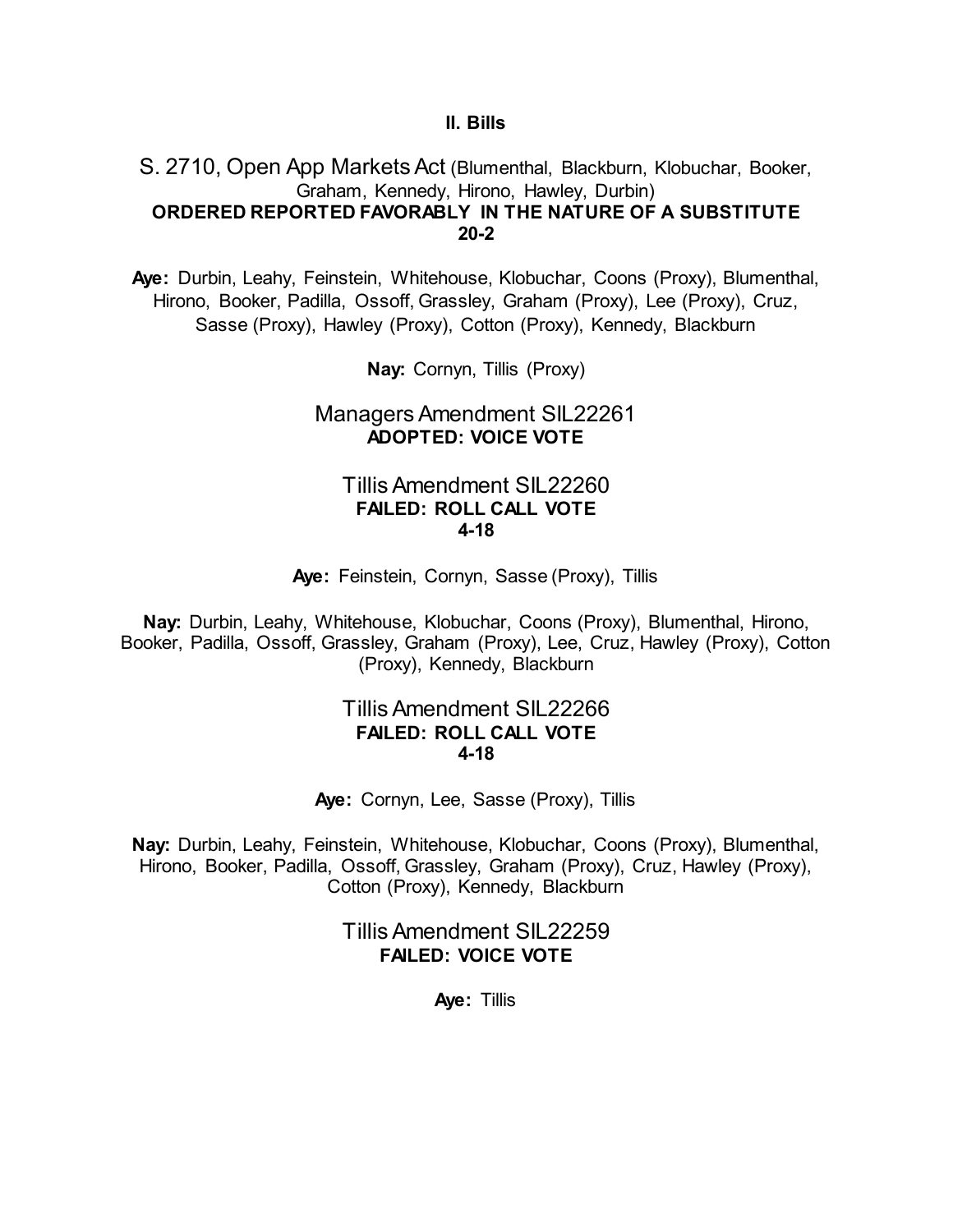## II. Bills

### S. 2710, Open App Markets Act (Blumenthal, Blackburn, Klobuchar, Booker, Graham, Kennedy, Hirono, Hawley, Durbin)

**ORDERED REPORTED FAVORABLY IN THE NATURE OF A SUBSTITUTE**
**20-2**

**Aye:** Durbin, Leahy, Feinstein, Whitehouse, Klobuchar, Coons (Proxy), Blumenthal, Hirono, Booker, Padilla, Ossoff, Grassley, Graham (Proxy), Lee (Proxy), Cruz, Sasse (Proxy), Hawley (Proxy), Cotton (Proxy), Kennedy, Blackburn

**Nay:** Cornyn, Tillis (Proxy)

### Managers Amendment SIL22261

**ADOPTED: VOICE VOTE**

### Tillis Amendment SIL22260

**FAILED: ROLL CALL VOTE**
**4-18**

**Aye:** Feinstein, Cornyn, Sasse (Proxy), Tillis

**Nay:** Durbin, Leahy, Whitehouse, Klobuchar, Coons (Proxy), Blumenthal, Hirono, Booker, Padilla, Ossoff, Grassley, Graham (Proxy), Lee, Cruz, Hawley (Proxy), Cotton (Proxy), Kennedy, Blackburn

### Tillis Amendment SIL22266

**FAILED: ROLL CALL VOTE**
**4-18**

**Aye:** Cornyn, Lee, Sasse (Proxy), Tillis

**Nay:** Durbin, Leahy, Feinstein, Whitehouse, Klobuchar, Coons (Proxy), Blumenthal, Hirono, Booker, Padilla, Ossoff, Grassley, Graham (Proxy), Cruz, Hawley (Proxy), Cotton (Proxy), Kennedy, Blackburn

### Tillis Amendment SIL22259

**FAILED: VOICE VOTE**

**Aye:** Tillis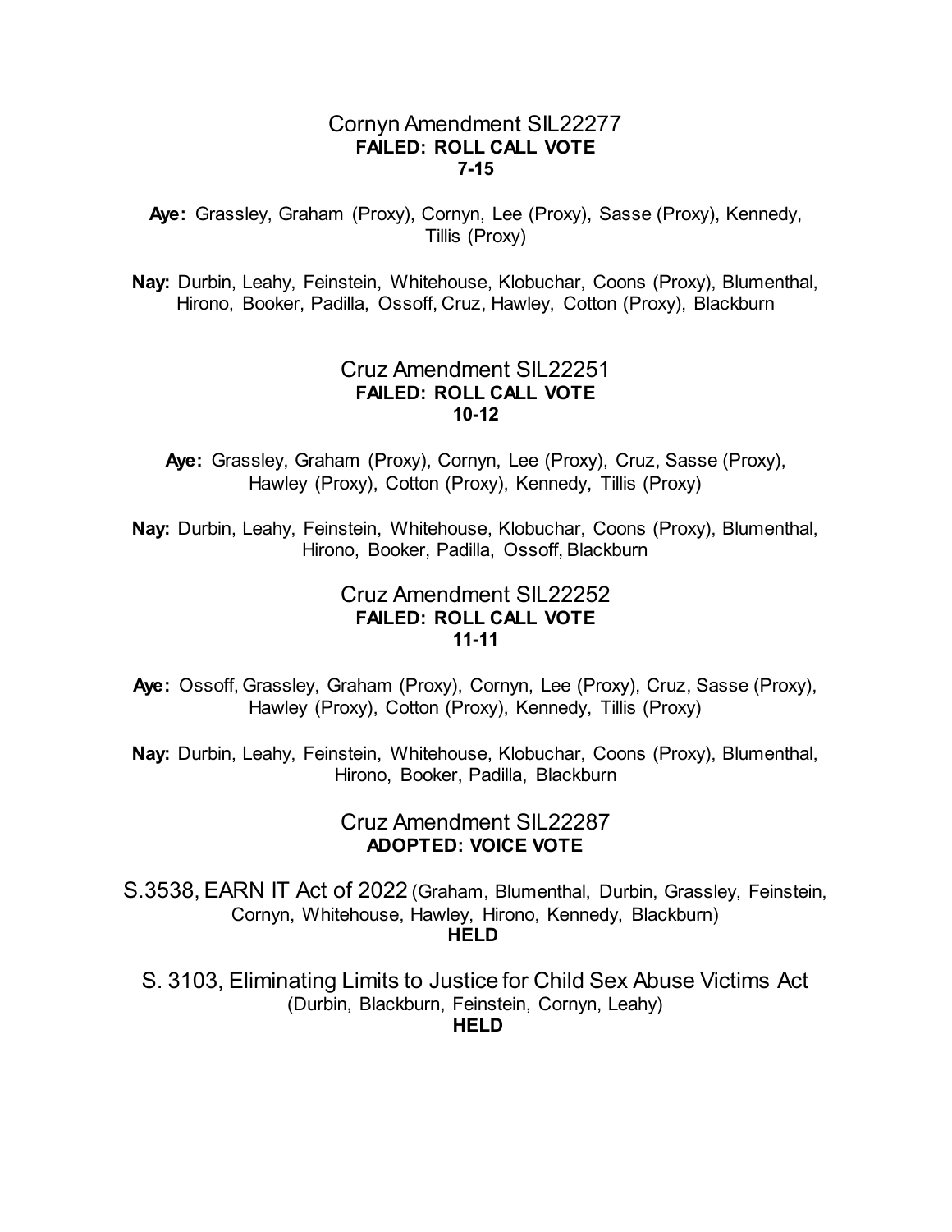Cornyn Amendment SIL22277
**FAILED: ROLL CALL VOTE**
**7-15**

**Aye:** Grassley, Graham (Proxy), Cornyn, Lee (Proxy), Sasse (Proxy), Kennedy, Tillis (Proxy)

**Nay:** Durbin, Leahy, Feinstein, Whitehouse, Klobuchar, Coons (Proxy), Blumenthal, Hirono, Booker, Padilla, Ossoff, Cruz, Hawley, Cotton (Proxy), Blackburn

Cruz Amendment SIL22251
**FAILED: ROLL CALL VOTE**
**10-12**

**Aye:** Grassley, Graham (Proxy), Cornyn, Lee (Proxy), Cruz, Sasse (Proxy), Hawley (Proxy), Cotton (Proxy), Kennedy, Tillis (Proxy)

**Nay:** Durbin, Leahy, Feinstein, Whitehouse, Klobuchar, Coons (Proxy), Blumenthal, Hirono, Booker, Padilla, Ossoff, Blackburn

Cruz Amendment SIL22252
**FAILED: ROLL CALL VOTE**
**11-11**

**Aye:** Ossoff, Grassley, Graham (Proxy), Cornyn, Lee (Proxy), Cruz, Sasse (Proxy), Hawley (Proxy), Cotton (Proxy), Kennedy, Tillis (Proxy)

**Nay:** Durbin, Leahy, Feinstein, Whitehouse, Klobuchar, Coons (Proxy), Blumenthal, Hirono, Booker, Padilla, Blackburn

Cruz Amendment SIL22287
**ADOPTED: VOICE VOTE**

S.3538, EARN IT Act of 2022 (Graham, Blumenthal, Durbin, Grassley, Feinstein, Cornyn, Whitehouse, Hawley, Hirono, Kennedy, Blackburn)
**HELD**

S. 3103, Eliminating Limits to Justice for Child Sex Abuse Victims Act (Durbin, Blackburn, Feinstein, Cornyn, Leahy)
**HELD**